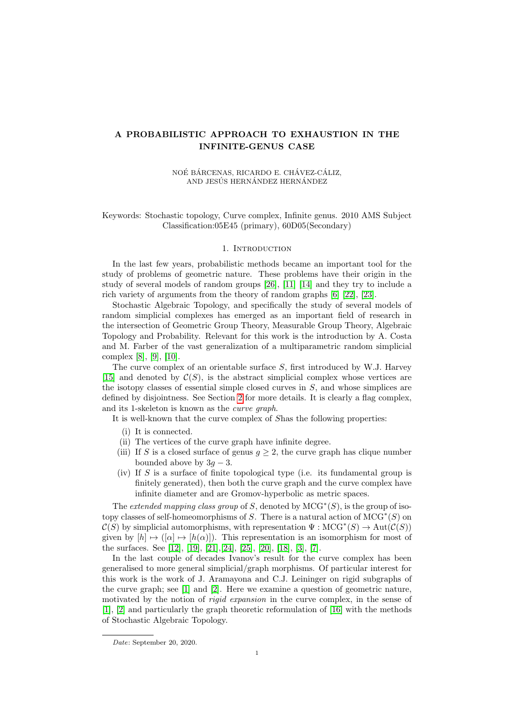# A PROBABILISTIC APPROACH TO EXHAUSTION IN THE INFINITE-GENUS CASE

NOÉ BÁRCENAS, RICARDO E. CHÁVEZ-CÁLIZ,
AND JESÚS HERNÁNDEZ HERNÁNDEZ

Keywords: Stochastic topology, Curve complex, Infinite genus. 2010 AMS Subject Classification:05E45 (primary), 60D05(Secondary)

## 1. Introduction

In the last few years, probabilistic methods became an important tool for the study of problems of geometric nature. These problems have their origin in the study of several models of random groups [26], [11] [14] and they try to include a rich variety of arguments from the theory of random graphs [6] [22], [23].

Stochastic Algebraic Topology, and specifically the study of several models of random simplicial complexes has emerged as an important field of research in the intersection of Geometric Group Theory, Measurable Group Theory, Algebraic Topology and Probability. Relevant for this work is the introduction by A. Costa and M. Farber of the vast generalization of a multiparametric random simplicial complex [8], [9], [10].

The curve complex of an orientable surface $S$, first introduced by W.J. Harvey [15] and denoted by $\mathcal{C}(S)$, is the abstract simplicial complex whose vertices are the isotopy classes of essential simple closed curves in $S$, and whose simplices are defined by disjointness. See Section 2 for more details. It is clearly a flag complex, and its 1-skeleton is known as the *curve graph*.

It is well-known that the curve complex of $S$has the following properties:

(i) It is connected.
(ii) The vertices of the curve graph have infinite degree.
(iii) If $S$ is a closed surface of genus $g \geq 2$, the curve graph has clique number bounded above by $3g - 3$.
(iv) If $S$ is a surface of finite topological type (i.e. its fundamental group is finitely generated), then both the curve graph and the curve complex have infinite diameter and are Gromov-hyperbolic as metric spaces.

The *extended mapping class group* of $S$, denoted by $\mathrm{MCG}^*(S)$, is the group of isotopy classes of self-homeomorphisms of $S$. There is a natural action of $\mathrm{MCG}^*(S)$ on $\mathcal{C}(S)$ by simplicial automorphisms, with representation $\Psi : \mathrm{MCG}^*(S) \to \mathrm{Aut}(\mathcal{C}(S))$ given by $[h] \mapsto ([\alpha] \mapsto [h(\alpha)])$. This representation is an isomorphism for most of the surfaces. See [12], [19], [21],[24], [25], [20], [18], [3], [7].

In the last couple of decades Ivanov's result for the curve complex has been generalised to more general simplicial/graph morphisms. Of particular interest for this work is the work of J. Aramayona and C.J. Leininger on rigid subgraphs of the curve graph; see [1] and [2]. Here we examine a question of geometric nature, motivated by the notion of *rigid expansion* in the curve complex, in the sense of [1], [2] and particularly the graph theoretic reformulation of [16] with the methods of Stochastic Algebraic Topology.

*Date*: September 20, 2020.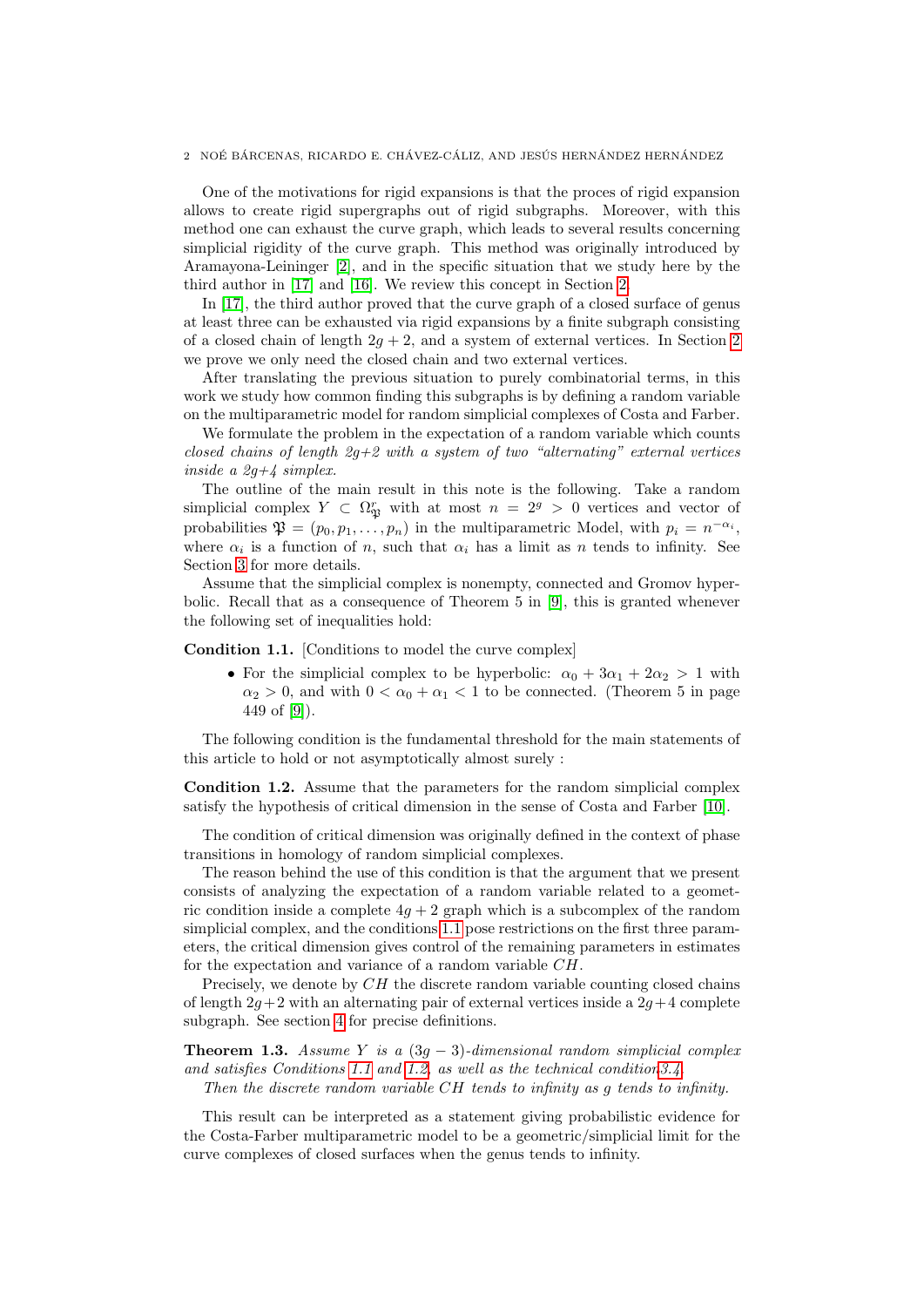One of the motivations for rigid expansions is that the proces of rigid expansion allows to create rigid supergraphs out of rigid subgraphs. Moreover, with this method one can exhaust the curve graph, which leads to several results concerning simplicial rigidity of the curve graph. This method was originally introduced by Aramayona-Leininger [2], and in the specific situation that we study here by the third author in [17] and [16]. We review this concept in Section 2.

In [17], the third author proved that the curve graph of a closed surface of genus at least three can be exhausted via rigid expansions by a finite subgraph consisting of a closed chain of length $2g + 2$, and a system of external vertices. In Section 2 we prove we only need the closed chain and two external vertices.

After translating the previous situation to purely combinatorial terms, in this work we study how common finding this subgraphs is by defining a random variable on the multiparametric model for random simplicial complexes of Costa and Farber.

We formulate the problem in the expectation of a random variable which counts *closed chains of length 2g+2 with a system of two "alternating" external vertices inside a 2g+4 simplex.*

The outline of the main result in this note is the following. Take a random simplicial complex $Y \subset \Omega^r_{\mathfrak{P}}$ with at most $n = 2^g > 0$ vertices and vector of probabilities $\mathfrak{P} = (p_0, p_1, \ldots, p_n)$ in the multiparametric Model, with $p_i = n^{-\alpha_i}$, where $\alpha_i$ is a function of $n$, such that $\alpha_i$ has a limit as $n$ tends to infinity. See Section 3 for more details.

Assume that the simplicial complex is nonempty, connected and Gromov hyperbolic. Recall that as a consequence of Theorem 5 in [9], this is granted whenever the following set of inequalities hold:

**Condition 1.1.** [Conditions to model the curve complex]

- For the simplicial complex to be hyperbolic: $\alpha_0 + 3\alpha_1 + 2\alpha_2 > 1$ with $\alpha_2 > 0$, and with $0 < \alpha_0 + \alpha_1 < 1$ to be connected. (Theorem 5 in page 449 of [9]).

The following condition is the fundamental threshold for the main statements of this article to hold or not asymptotically almost surely :

**Condition 1.2.** Assume that the parameters for the random simplicial complex satisfy the hypothesis of critical dimension in the sense of Costa and Farber [10].

The condition of critical dimension was originally defined in the context of phase transitions in homology of random simplicial complexes.

The reason behind the use of this condition is that the argument that we present consists of analyzing the expectation of a random variable related to a geometric condition inside a complete $4g + 2$ graph which is a subcomplex of the random simplicial complex, and the conditions 1.1 pose restrictions on the first three parameters, the critical dimension gives control of the remaining parameters in estimates for the expectation and variance of a random variable $CH$.

Precisely, we denote by $CH$ the discrete random variable counting closed chains of length $2g+2$ with an alternating pair of external vertices inside a $2g+4$ complete subgraph. See section 4 for precise definitions.

**Theorem 1.3.** *Assume $Y$ is a $(3g - 3)$-dimensional random simplicial complex and satisfies Conditions 1.1 and 1.2, as well as the technical condition 3.4.*

*Then the discrete random variable $CH$ tends to infinity as $g$ tends to infinity.*

This result can be interpreted as a statement giving probabilistic evidence for the Costa-Farber multiparametric model to be a geometric/simplicial limit for the curve complexes of closed surfaces when the genus tends to infinity.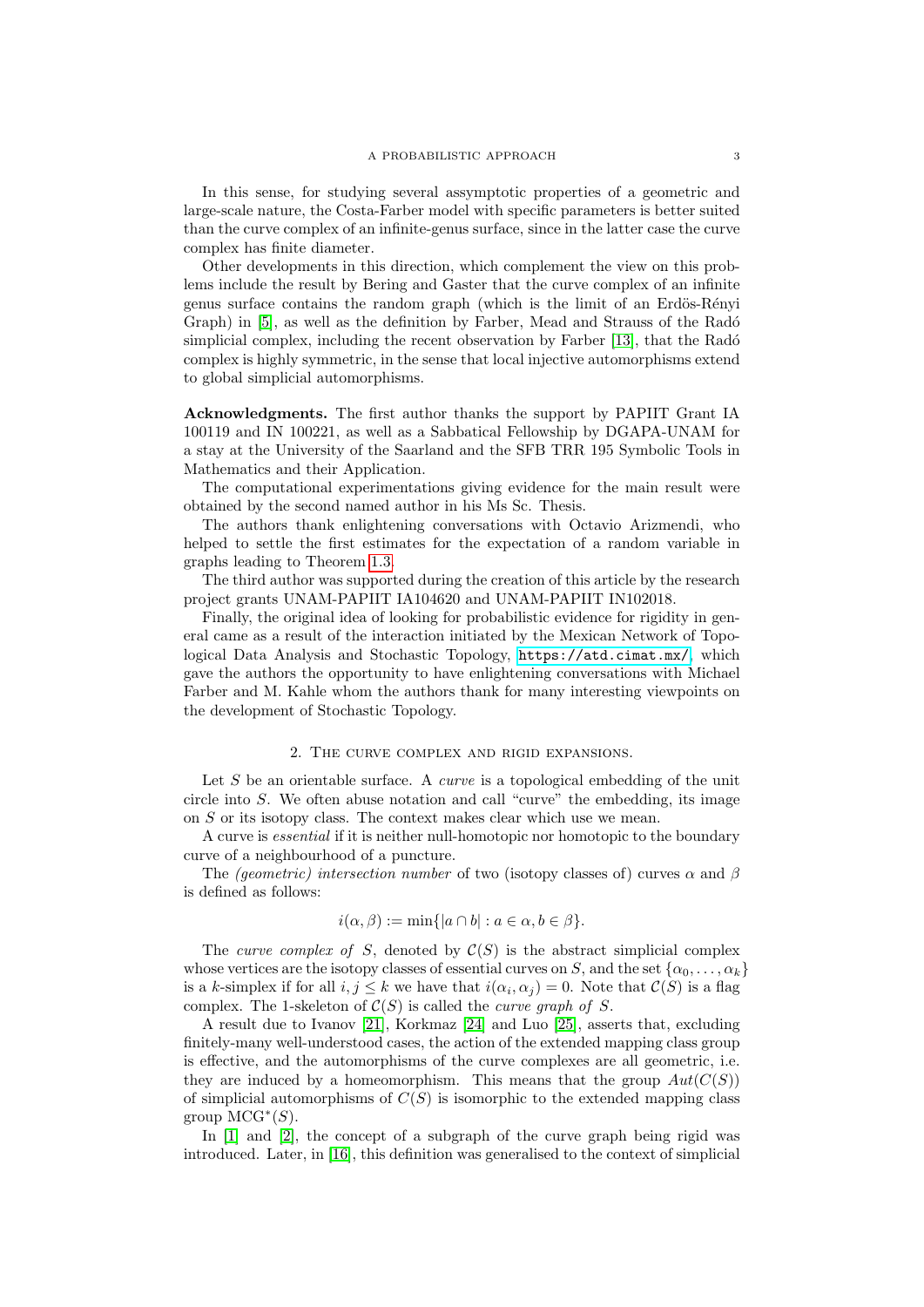In this sense, for studying several assymptotic properties of a geometric and large-scale nature, the Costa-Farber model with specific parameters is better suited than the curve complex of an infinite-genus surface, since in the latter case the curve complex has finite diameter.

Other developments in this direction, which complement the view on this problems include the result by Bering and Gaster that the curve complex of an infinite genus surface contains the random graph (which is the limit of an Erdös-Rényi Graph) in [5], as well as the definition by Farber, Mead and Strauss of the Radó simplicial complex, including the recent observation by Farber [13], that the Radó complex is highly symmetric, in the sense that local injective automorphisms extend to global simplicial automorphisms.

**Acknowledgments.** The first author thanks the support by PAPIIT Grant IA 100119 and IN 100221, as well as a Sabbatical Fellowship by DGAPA-UNAM for a stay at the University of the Saarland and the SFB TRR 195 Symbolic Tools in Mathematics and their Application.

The computational experimentations giving evidence for the main result were obtained by the second named author in his Ms Sc. Thesis.

The authors thank enlightening conversations with Octavio Arizmendi, who helped to settle the first estimates for the expectation of a random variable in graphs leading to Theorem 1.3.

The third author was supported during the creation of this article by the research project grants UNAM-PAPIIT IA104620 and UNAM-PAPIIT IN102018.

Finally, the original idea of looking for probabilistic evidence for rigidity in general came as a result of the interaction initiated by the Mexican Network of Topological Data Analysis and Stochastic Topology, `https://atd.cimat.mx/`, which gave the authors the opportunity to have enlightening conversations with Michael Farber and M. Kahle whom the authors thank for many interesting viewpoints on the development of Stochastic Topology.

## 2. The curve complex and rigid expansions.

Let $S$ be an orientable surface. A *curve* is a topological embedding of the unit circle into $S$. We often abuse notation and call "curve" the embedding, its image on $S$ or its isotopy class. The context makes clear which use we mean.

A curve is *essential* if it is neither null-homotopic nor homotopic to the boundary curve of a neighbourhood of a puncture.

The *(geometric) intersection number* of two (isotopy classes of) curves $\alpha$ and $\beta$ is defined as follows:

$$i(\alpha, \beta) := \min\{|a \cap b| : a \in \alpha, b \in \beta\}.$$

The *curve complex of* $S$, denoted by $\mathcal{C}(S)$ is the abstract simplicial complex whose vertices are the isotopy classes of essential curves on $S$, and the set $\{\alpha_0, \ldots, \alpha_k\}$ is a $k$-simplex if for all $i, j \leq k$ we have that $i(\alpha_i, \alpha_j) = 0$. Note that $\mathcal{C}(S)$ is a flag complex. The 1-skeleton of $\mathcal{C}(S)$ is called the *curve graph of* $S$.

A result due to Ivanov [21], Korkmaz [24] and Luo [25], asserts that, excluding finitely-many well-understood cases, the action of the extended mapping class group is effective, and the automorphisms of the curve complexes are all geometric, i.e. they are induced by a homeomorphism. This means that the group $Aut(C(S))$ of simplicial automorphisms of $C(S)$ is isomorphic to the extended mapping class group $\mathrm{MCG}^*(S)$.

In [1] and [2], the concept of a subgraph of the curve graph being rigid was introduced. Later, in [16], this definition was generalised to the context of simplicial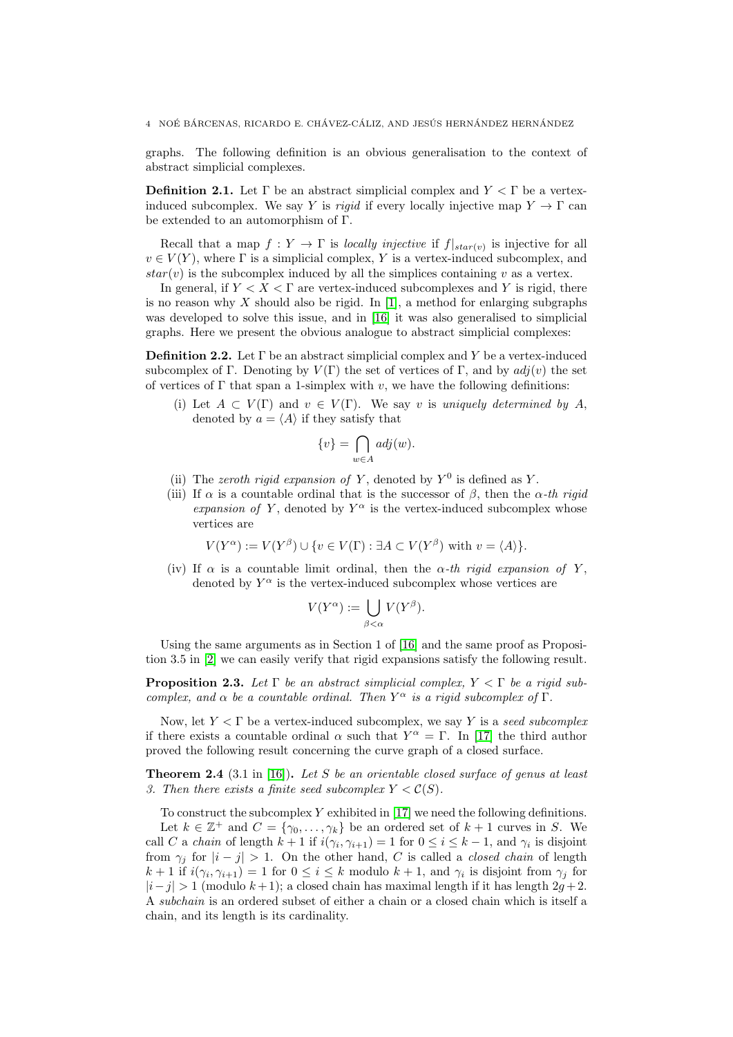graphs. The following definition is an obvious generalisation to the context of abstract simplicial complexes.

**Definition 2.1.** Let $\Gamma$ be an abstract simplicial complex and $Y < \Gamma$ be a vertex-induced subcomplex. We say $Y$ is *rigid* if every locally injective map $Y \to \Gamma$ can be extended to an automorphism of $\Gamma$.

Recall that a map $f : Y \to \Gamma$ is *locally injective* if $f|_{star(v)}$ is injective for all $v \in V(Y)$, where $\Gamma$ is a simplicial complex, $Y$ is a vertex-induced subcomplex, and $star(v)$ is the subcomplex induced by all the simplices containing $v$ as a vertex.

In general, if $Y < X < \Gamma$ are vertex-induced subcomplexes and $Y$ is rigid, there is no reason why $X$ should also be rigid. In [1], a method for enlarging subgraphs was developed to solve this issue, and in [16] it was also generalised to simplicial graphs. Here we present the obvious analogue to abstract simplicial complexes:

**Definition 2.2.** Let $\Gamma$ be an abstract simplicial complex and $Y$ be a vertex-induced subcomplex of $\Gamma$. Denoting by $V(\Gamma)$ the set of vertices of $\Gamma$, and by $adj(v)$ the set of vertices of $\Gamma$ that span a 1-simplex with $v$, we have the following definitions:

(i) Let $A \subset V(\Gamma)$ and $v \in V(\Gamma)$. We say $v$ is *uniquely determined by* $A$, denoted by $a = \langle A \rangle$ if they satisfy that

$$\{v\} = \bigcap_{w \in A} adj(w).$$

(ii) The *zeroth rigid expansion of* $Y$, denoted by $Y^0$ is defined as $Y$.

(iii) If $\alpha$ is a countable ordinal that is the successor of $\beta$, then the *$\alpha$-th rigid expansion of* $Y$, denoted by $Y^\alpha$ is the vertex-induced subcomplex whose vertices are

$$V(Y^\alpha) := V(Y^\beta) \cup \{v \in V(\Gamma) : \exists A \subset V(Y^\beta) \text{ with } v = \langle A \rangle\}.$$

(iv) If $\alpha$ is a countable limit ordinal, then the *$\alpha$-th rigid expansion of* $Y$, denoted by $Y^\alpha$ is the vertex-induced subcomplex whose vertices are

$$V(Y^\alpha) := \bigcup_{\beta < \alpha} V(Y^\beta).$$

Using the same arguments as in Section 1 of [16] and the same proof as Proposition 3.5 in [2] we can easily verify that rigid expansions satisfy the following result.

**Proposition 2.3.** *Let $\Gamma$ be an abstract simplicial complex, $Y < \Gamma$ be a rigid subcomplex, and $\alpha$ be a countable ordinal. Then $Y^\alpha$ is a rigid subcomplex of $\Gamma$.*

Now, let $Y < \Gamma$ be a vertex-induced subcomplex, we say $Y$ is a *seed subcomplex* if there exists a countable ordinal $\alpha$ such that $Y^\alpha = \Gamma$. In [17] the third author proved the following result concerning the curve graph of a closed surface.

**Theorem 2.4** (3.1 in [16])**.** *Let $S$ be an orientable closed surface of genus at least 3. Then there exists a finite seed subcomplex $Y < \mathcal{C}(S)$.*

To construct the subcomplex $Y$ exhibited in [17] we need the following definitions.

Let $k \in \mathbb{Z}^+$ and $C = \{\gamma_0, \ldots, \gamma_k\}$ be an ordered set of $k+1$ curves in $S$. We call $C$ a *chain* of length $k+1$ if $i(\gamma_i, \gamma_{i+1}) = 1$ for $0 \leq i \leq k-1$, and $\gamma_i$ is disjoint from $\gamma_j$ for $|i-j| > 1$. On the other hand, $C$ is called a *closed chain* of length $k+1$ if $i(\gamma_i, \gamma_{i+1}) = 1$ for $0 \leq i \leq k$ modulo $k+1$, and $\gamma_i$ is disjoint from $\gamma_j$ for $|i-j| > 1$ (modulo $k+1$); a closed chain has maximal length if it has length $2g+2$. A *subchain* is an ordered subset of either a chain or a closed chain which is itself a chain, and its length is its cardinality.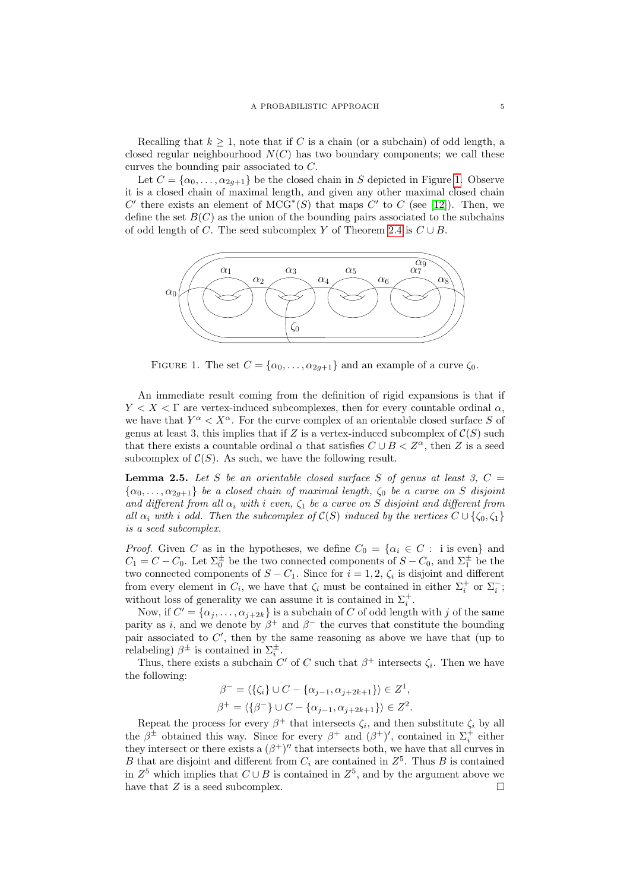Recalling that $k \geq 1$, note that if $C$ is a chain (or a subchain) of odd length, a closed regular neighbourhood $N(C)$ has two boundary components; we call these curves the bounding pair associated to $C$.

Let $C = \{\alpha_0, \ldots, \alpha_{2g+1}\}$ be the closed chain in $S$ depicted in Figure 1. Observe it is a closed chain of maximal length, and given any other maximal closed chain $C'$ there exists an element of $\mathrm{MCG}^*(S)$ that maps $C'$ to $C$ (see [12]). Then, we define the set $B(C)$ as the union of the bounding pairs associated to the subchains of odd length of $C$. The seed subcomplex $Y$ of Theorem 2.4 is $C \cup B$.

FIGURE 1. The set $C = \{\alpha_0, \ldots, \alpha_{2g+1}\}$ and an example of a curve $\zeta_0$.

An immediate result coming from the definition of rigid expansions is that if $Y < X < \Gamma$ are vertex-induced subcomplexes, then for every countable ordinal $\alpha$, we have that $Y^\alpha < X^\alpha$. For the curve complex of an orientable closed surface $S$ of genus at least 3, this implies that if $Z$ is a vertex-induced subcomplex of $\mathcal{C}(S)$ such that there exists a countable ordinal $\alpha$ that satisfies $C \cup B < Z^\alpha$, then $Z$ is a seed subcomplex of $\mathcal{C}(S)$. As such, we have the following result.

**Lemma 2.5.** *Let $S$ be an orientable closed surface $S$ of genus at least 3, $C = \{\alpha_0, \ldots, \alpha_{2g+1}\}$ be a closed chain of maximal length, $\zeta_0$ be a curve on $S$ disjoint and different from all $\alpha_i$ with $i$ even, $\zeta_1$ be a curve on $S$ disjoint and different from all $\alpha_i$ with $i$ odd. Then the subcomplex of $\mathcal{C}(S)$ induced by the vertices $C \cup \{\zeta_0, \zeta_1\}$ is a seed subcomplex.*

*Proof.* Given $C$ as in the hypotheses, we define $C_0 = \{\alpha_i \in C : \text{ i is even}\}$ and $C_1 = C - C_0$. Let $\Sigma_0^\pm$ be the two connected components of $S - C_0$, and $\Sigma_1^\pm$ be the two connected components of $S - C_1$. Since for $i = 1, 2$, $\zeta_i$ is disjoint and different from every element in $C_i$, we have that $\zeta_i$ must be contained in either $\Sigma_i^+$ or $\Sigma_i^-$; without loss of generality we can assume it is contained in $\Sigma_i^+$.

Now, if $C' = \{\alpha_j, \ldots, \alpha_{j+2k}\}$ is a subchain of $C$ of odd length with $j$ of the same parity as $i$, and we denote by $\beta^+$ and $\beta^-$ the curves that constitute the bounding pair associated to $C'$, then by the same reasoning as above we have that (up to relabeling) $\beta^\pm$ is contained in $\Sigma_i^\pm$.

Thus, there exists a subchain $C'$ of $C$ such that $\beta^+$ intersects $\zeta_i$. Then we have the following:

$$\beta^- = \langle \{\zeta_i\} \cup C - \{\alpha_{j-1}, \alpha_{j+2k+1}\} \rangle \in Z^1,$$
$$\beta^+ = \langle \{\beta^-\} \cup C - \{\alpha_{j-1}, \alpha_{j+2k+1}\} \rangle \in Z^2.$$

Repeat the process for every $\beta^+$ that intersects $\zeta_i$, and then substitute $\zeta_i$ by all the $\beta^\pm$ obtained this way. Since for every $\beta^+$ and $(\beta^+)'$, contained in $\Sigma_i^+$ either they intersect or there exists a $(\beta^+)''$ that intersects both, we have that all curves in $B$ that are disjoint and different from $C_i$ are contained in $Z^5$. Thus $B$ is contained in $Z^5$ which implies that $C \cup B$ is contained in $Z^5$, and by the argument above we have that $Z$ is a seed subcomplex. $\square$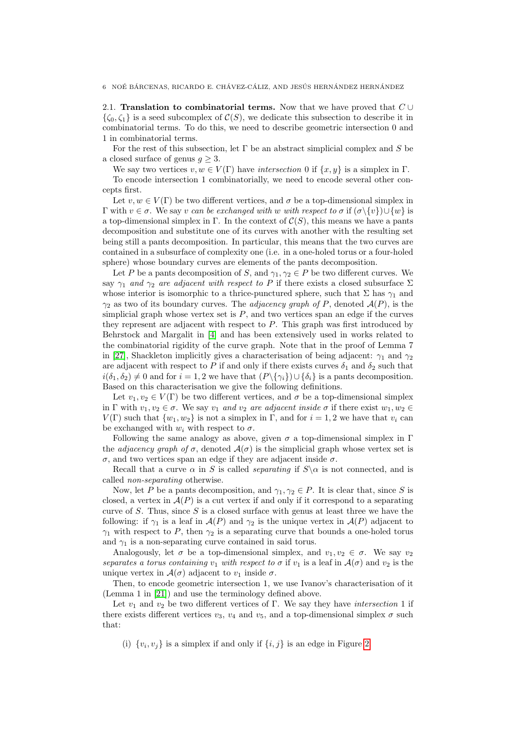### 2.1. Translation to combinatorial terms.

Now that we have proved that $C \cup \{\zeta_0, \zeta_1\}$ is a seed subcomplex of $\mathcal{C}(S)$, we dedicate this subsection to describe it in combinatorial terms. To do this, we need to describe geometric intersection 0 and 1 in combinatorial terms.

For the rest of this subsection, let $\Gamma$ be an abstract simplicial complex and $S$ be a closed surface of genus $g \geq 3$.

We say two vertices $v, w \in V(\Gamma)$ have *intersection* 0 if $\{x, y\}$ is a simplex in $\Gamma$.

To encode intersection 1 combinatorially, we need to encode several other concepts first.

Let $v, w \in V(\Gamma)$ be two different vertices, and $\sigma$ be a top-dimensional simplex in $\Gamma$ with $v \in \sigma$. We say *$v$ can be exchanged with $w$ with respect to $\sigma$* if $(\sigma \backslash \{v\}) \cup \{w\}$ is a top-dimensional simplex in $\Gamma$. In the context of $\mathcal{C}(S)$, this means we have a pants decomposition and substitute one of its curves with another with the resulting set being still a pants decomposition. In particular, this means that the two curves are contained in a subsurface of complexity one (i.e. in a one-holed torus or a four-holed sphere) whose boundary curves are elements of the pants decomposition.

Let $P$ be a pants decomposition of $S$, and $\gamma_1, \gamma_2 \in P$ be two different curves. We say *$\gamma_1$ and $\gamma_2$ are adjacent with respect to $P$* if there exists a closed subsurface $\Sigma$ whose interior is isomorphic to a thrice-punctured sphere, such that $\Sigma$ has $\gamma_1$ and $\gamma_2$ as two of its boundary curves. The *adjacency graph of $P$*, denoted $\mathcal{A}(P)$, is the simplicial graph whose vertex set is $P$, and two vertices span an edge if the curves they represent are adjacent with respect to $P$. This graph was first introduced by Behrstock and Margalit in [4] and has been extensively used in works related to the combinatorial rigidity of the curve graph. Note that in the proof of Lemma 7 in [27], Shackleton implicitly gives a characterisation of being adjacent: $\gamma_1$ and $\gamma_2$ are adjacent with respect to $P$ if and only if there exists curves $\delta_1$ and $\delta_2$ such that $i(\delta_1, \delta_2) \neq 0$ and for $i = 1, 2$ we have that $(P \backslash \{\gamma_i\}) \cup \{\delta_i\}$ is a pants decomposition. Based on this characterisation we give the following definitions.

Let $v_1, v_2 \in V(\Gamma)$ be two different vertices, and $\sigma$ be a top-dimensional simplex in $\Gamma$ with $v_1, v_2 \in \sigma$. We say *$v_1$ and $v_2$ are adjacent inside $\sigma$* if there exist $w_1, w_2 \in V(\Gamma)$ such that $\{w_1, w_2\}$ is not a simplex in $\Gamma$, and for $i = 1, 2$ we have that $v_i$ can be exchanged with $w_i$ with respect to $\sigma$.

Following the same analogy as above, given $\sigma$ a top-dimensional simplex in $\Gamma$ the *adjacency graph of $\sigma$*, denoted $\mathcal{A}(\sigma)$ is the simplicial graph whose vertex set is $\sigma$, and two vertices span an edge if they are adjacent inside $\sigma$.

Recall that a curve $\alpha$ in $S$ is called *separating* if $S \backslash \alpha$ is not connected, and is called *non-separating* otherwise.

Now, let $P$ be a pants decomposition, and $\gamma_1, \gamma_2 \in P$. It is clear that, since $S$ is closed, a vertex in $\mathcal{A}(P)$ is a cut vertex if and only if it correspond to a separating curve of $S$. Thus, since $S$ is a closed surface with genus at least three we have the following: if $\gamma_1$ is a leaf in $\mathcal{A}(P)$ and $\gamma_2$ is the unique vertex in $\mathcal{A}(P)$ adjacent to $\gamma_1$ with respect to $P$, then $\gamma_2$ is a separating curve that bounds a one-holed torus and $\gamma_1$ is a non-separating curve contained in said torus.

Analogously, let $\sigma$ be a top-dimensional simplex, and $v_1, v_2 \in \sigma$. We say *$v_2$ separates a torus containing $v_1$ with respect to $\sigma$* if $v_1$ is a leaf in $\mathcal{A}(\sigma)$ and $v_2$ is the unique vertex in $\mathcal{A}(\sigma)$ adjacent to $v_1$ inside $\sigma$.

Then, to encode geometric intersection 1, we use Ivanov's characterisation of it (Lemma 1 in [21]) and use the terminology defined above.

Let $v_1$ and $v_2$ be two different vertices of $\Gamma$. We say they have *intersection* 1 if there exists different vertices $v_3$, $v_4$ and $v_5$, and a top-dimensional simplex $\sigma$ such that:

(i) $\{v_i, v_j\}$ is a simplex if and only if $\{i, j\}$ is an edge in Figure 2.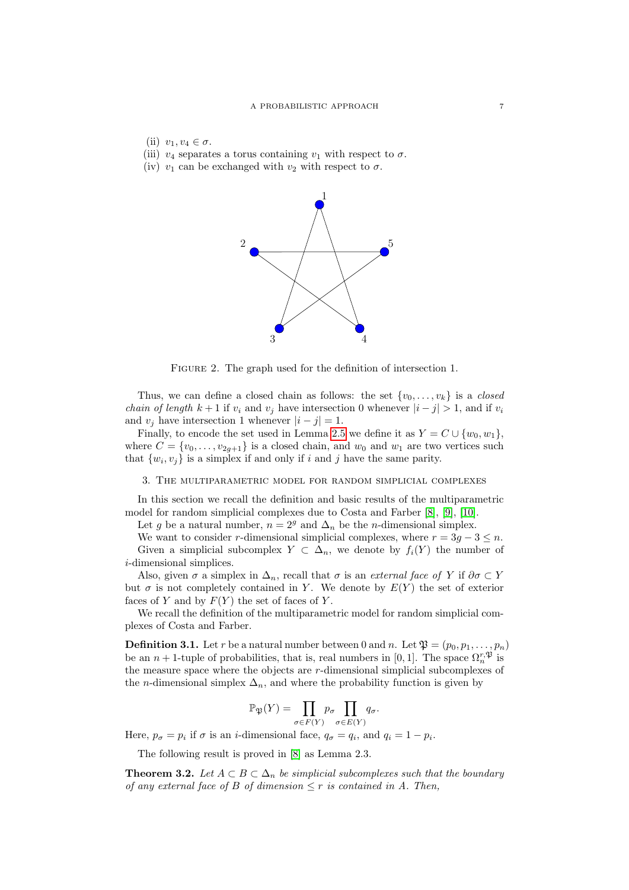(ii) $v_1, v_4 \in \sigma$.

(iii) $v_4$ separates a torus containing $v_1$ with respect to $\sigma$.

(iv) $v_1$ can be exchanged with $v_2$ with respect to $\sigma$.

Figure 2. The graph used for the definition of intersection 1.

Thus, we can define a closed chain as follows: the set $\{v_0, \ldots, v_k\}$ is a *closed chain of length* $k+1$ if $v_i$ and $v_j$ have intersection 0 whenever $|i-j| > 1$, and if $v_i$ and $v_j$ have intersection 1 whenever $|i-j| = 1$.

Finally, to encode the set used in Lemma 2.5 we define it as $Y = C \cup \{w_0, w_1\}$, where $C = \{v_0, \ldots, v_{2g+1}\}$ is a closed chain, and $w_0$ and $w_1$ are two vertices such that $\{w_i, v_j\}$ is a simplex if and only if $i$ and $j$ have the same parity.

## 3. The multiparametric model for random simplicial complexes

In this section we recall the definition and basic results of the multiparametric model for random simplicial complexes due to Costa and Farber [8], [9], [10].

Let $g$ be a natural number, $n = 2^g$ and $\Delta_n$ be the $n$-dimensional simplex.

We want to consider $r$-dimensional simplicial complexes, where $r = 3g - 3 \leq n$.

Given a simplicial subcomplex $Y \subset \Delta_n$, we denote by $f_i(Y)$ the number of $i$-dimensional simplices.

Also, given $\sigma$ a simplex in $\Delta_n$, recall that $\sigma$ is an *external face of* $Y$ if $\partial\sigma \subset Y$ but $\sigma$ is not completely contained in $Y$. We denote by $E(Y)$ the set of exterior faces of $Y$ and by $F(Y)$ the set of faces of $Y$.

We recall the definition of the multiparametric model for random simplicial complexes of Costa and Farber.

**Definition 3.1.** Let $r$ be a natural number between 0 and $n$. Let $\mathfrak{P} = (p_0, p_1, \ldots, p_n)$ be an $n+1$-tuple of probabilities, that is, real numbers in $[0,1]$. The space $\Omega_n^{r,\mathfrak{P}}$ is the measure space where the objects are $r$-dimensional simplicial subcomplexes of the $n$-dimensional simplex $\Delta_n$, and where the probability function is given by

$$\mathbb{P}_{\mathfrak{P}}(Y) = \prod_{\sigma \in F(Y)} p_\sigma \prod_{\sigma \in E(Y)} q_\sigma.$$

Here, $p_\sigma = p_i$ if $\sigma$ is an $i$-dimensional face, $q_\sigma = q_i$, and $q_i = 1 - p_i$.

The following result is proved in [8] as Lemma 2.3.

**Theorem 3.2.** *Let $A \subset B \subset \Delta_n$ be simplicial subcomplexes such that the boundary of any external face of $B$ of dimension $\leq r$ is contained in $A$. Then,*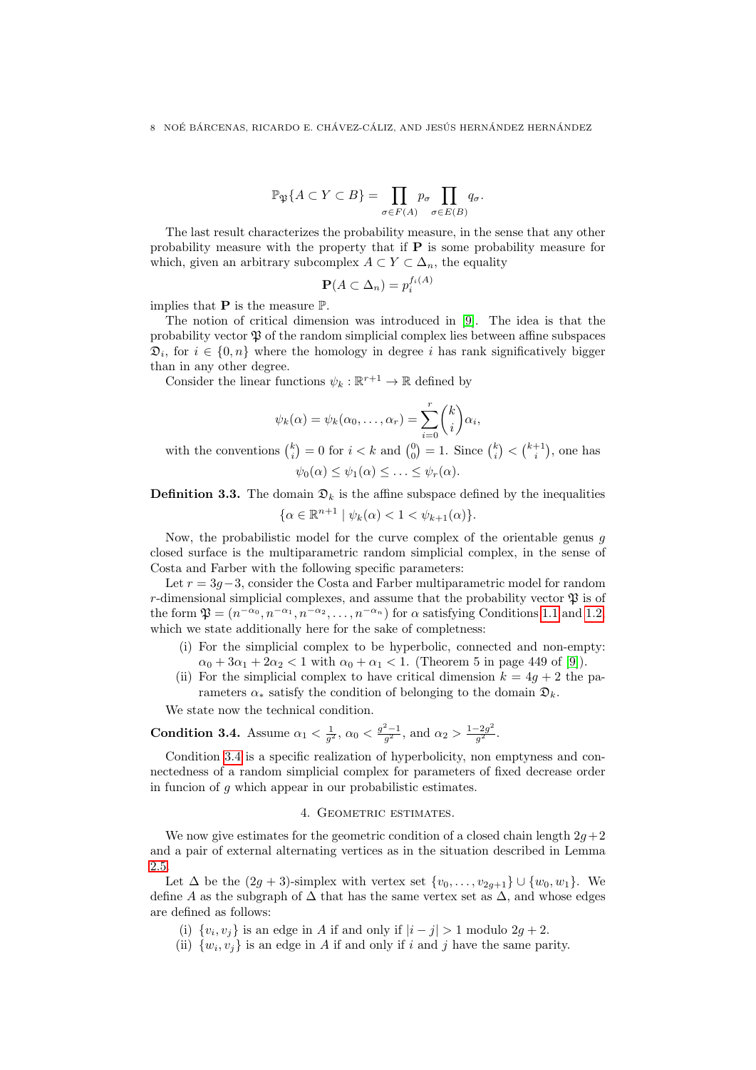$$\mathbb{P}_{\mathfrak{P}}\{A \subset Y \subset B\} = \prod_{\sigma \in F(A)} p_\sigma \prod_{\sigma \in E(B)} q_\sigma.$$

The last result characterizes the probability measure, in the sense that any other probability measure with the property that if $\mathbf{P}$ is some probability measure for which, given an arbitrary subcomplex $A \subset Y \subset \Delta_n$, the equality

$$\mathbf{P}(A \subset \Delta_n) = p_i^{f_i(A)}$$

implies that $\mathbf{P}$ is the measure $\mathbb{P}$.

The notion of critical dimension was introduced in [9]. The idea is that the probability vector $\mathfrak{P}$ of the random simplicial complex lies between affine subspaces $\mathfrak{D}_i$, for $i \in \{0, n\}$ where the homology in degree $i$ has rank significatively bigger than in any other degree.

Consider the linear functions $\psi_k : \mathbb{R}^{r+1} \to \mathbb{R}$ defined by

$$\psi_k(\alpha) = \psi_k(\alpha_0, \ldots, \alpha_r) = \sum_{i=0}^{r} \binom{k}{i} \alpha_i,$$

with the conventions $\binom{k}{i} = 0$ for $i < k$ and $\binom{0}{0} = 1$. Since $\binom{k}{i} < \binom{k+1}{i}$, one has

$$\psi_0(\alpha) \leq \psi_1(\alpha) \leq \ldots \leq \psi_r(\alpha).$$

**Definition 3.3.** The domain $\mathfrak{D}_k$ is the affine subspace defined by the inequalities

$$\{\alpha \in \mathbb{R}^{n+1} \mid \psi_k(\alpha) < 1 < \psi_{k+1}(\alpha)\}.$$

Now, the probabilistic model for the curve complex of the orientable genus $g$ closed surface is the multiparametric random simplicial complex, in the sense of Costa and Farber with the following specific parameters:

Let $r = 3g-3$, consider the Costa and Farber multiparametric model for random $r$-dimensional simplicial complexes, and assume that the probability vector $\mathfrak{P}$ is of the form $\mathfrak{P} = (n^{-\alpha_0}, n^{-\alpha_1}, n^{-\alpha_2}, \ldots, n^{-\alpha_n})$ for $\alpha$ satisfying Conditions 1.1 and 1.2, which we state additionally here for the sake of completness:

(i) For the simplicial complex to be hyperbolic, connected and non-empty: $\alpha_0 + 3\alpha_1 + 2\alpha_2 < 1$ with $\alpha_0 + \alpha_1 < 1$. (Theorem 5 in page 449 of [9]).

(ii) For the simplicial complex to have critical dimension $k = 4g + 2$ the parameters $\alpha_*$ satisfy the condition of belonging to the domain $\mathfrak{D}_k$.

We state now the technical condition.

**Condition 3.4.** Assume $\alpha_1 < \frac{1}{g^2}$, $\alpha_0 < \frac{g^2-1}{g^2}$, and $\alpha_2 > \frac{1-2g^2}{g^2}$.

Condition 3.4 is a specific realization of hyperbolicity, non emptyness and connectedness of a random simplicial complex for parameters of fixed decrease order in funcion of $g$ which appear in our probabilistic estimates.

## 4. Geometric estimates.

We now give estimates for the geometric condition of a closed chain length $2g+2$ and a pair of external alternating vertices as in the situation described in Lemma 2.5.

Let $\Delta$ be the $(2g+3)$-simplex with vertex set $\{v_0, \ldots, v_{2g+1}\} \cup \{w_0, w_1\}$. We define $A$ as the subgraph of $\Delta$ that has the same vertex set as $\Delta$, and whose edges are defined as follows:

(i) $\{v_i, v_j\}$ is an edge in $A$ if and only if $|i - j| > 1$ modulo $2g + 2$.

(ii) $\{w_i, v_j\}$ is an edge in $A$ if and only if $i$ and $j$ have the same parity.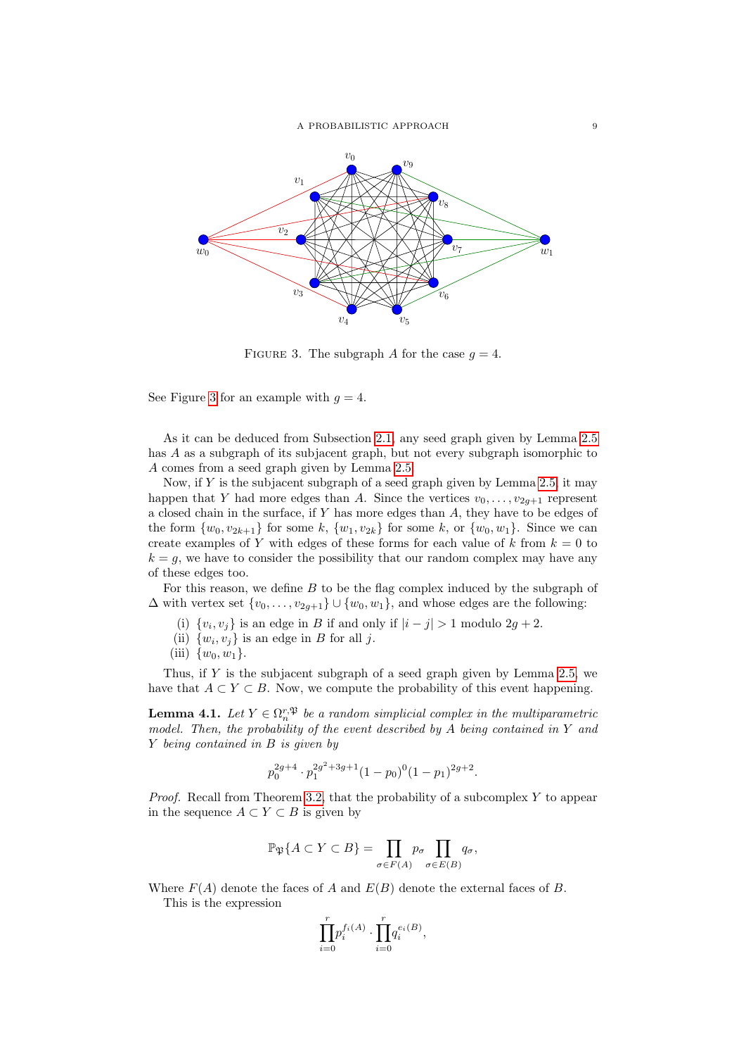FIGURE 3. The subgraph $A$ for the case $g = 4$.

See Figure 3 for an example with $g = 4$.

As it can be deduced from Subsection 2.1, any seed graph given by Lemma 2.5 has $A$ as a subgraph of its subjacent graph, but not every subgraph isomorphic to $A$ comes from a seed graph given by Lemma 2.5.

Now, if $Y$ is the subjacent subgraph of a seed graph given by Lemma 2.5, it may happen that $Y$ had more edges than $A$. Since the vertices $v_0, \ldots, v_{2g+1}$ represent a closed chain in the surface, if $Y$ has more edges than $A$, they have to be edges of the form $\{w_0, v_{2k+1}\}$ for some $k$, $\{w_1, v_{2k}\}$ for some $k$, or $\{w_0, w_1\}$. Since we can create examples of $Y$ with edges of these forms for each value of $k$ from $k = 0$ to $k = g$, we have to consider the possibility that our random complex may have any of these edges too.

For this reason, we define $B$ to be the flag complex induced by the subgraph of $\Delta$ with vertex set $\{v_0, \ldots, v_{2g+1}\} \cup \{w_0, w_1\}$, and whose edges are the following:

(i) $\{v_i, v_j\}$ is an edge in $B$ if and only if $|i - j| > 1$ modulo $2g + 2$.
(ii) $\{w_i, v_j\}$ is an edge in $B$ for all $j$.
(iii) $\{w_0, w_1\}$.

Thus, if $Y$ is the subjacent subgraph of a seed graph given by Lemma 2.5, we have that $A \subset Y \subset B$. Now, we compute the probability of this event happening.

**Lemma 4.1.** *Let $Y \in \Omega_n^{r,\mathfrak{P}}$ be a random simplicial complex in the multiparametric model. Then, the probability of the event described by $A$ being contained in $Y$ and $Y$ being contained in $B$ is given by*

$$p_0^{2g+4} \cdot p_1^{2g^2+3g+1}(1 - p_0)^0(1 - p_1)^{2g+2}.$$

*Proof.* Recall from Theorem 3.2, that the probability of a subcomplex $Y$ to appear in the sequence $A \subset Y \subset B$ is given by

$$\mathbb{P}_{\mathfrak{P}}\{A \subset Y \subset B\} = \prod_{\sigma \in F(A)} p_\sigma \prod_{\sigma \in E(B)} q_\sigma,$$

Where $F(A)$ denote the faces of $A$ and $E(B)$ denote the external faces of $B$.

This is the expression

$$\prod_{i=0}^{r} p_i^{f_i(A)} \cdot \prod_{i=0}^{r} q_i^{e_i(B)},$$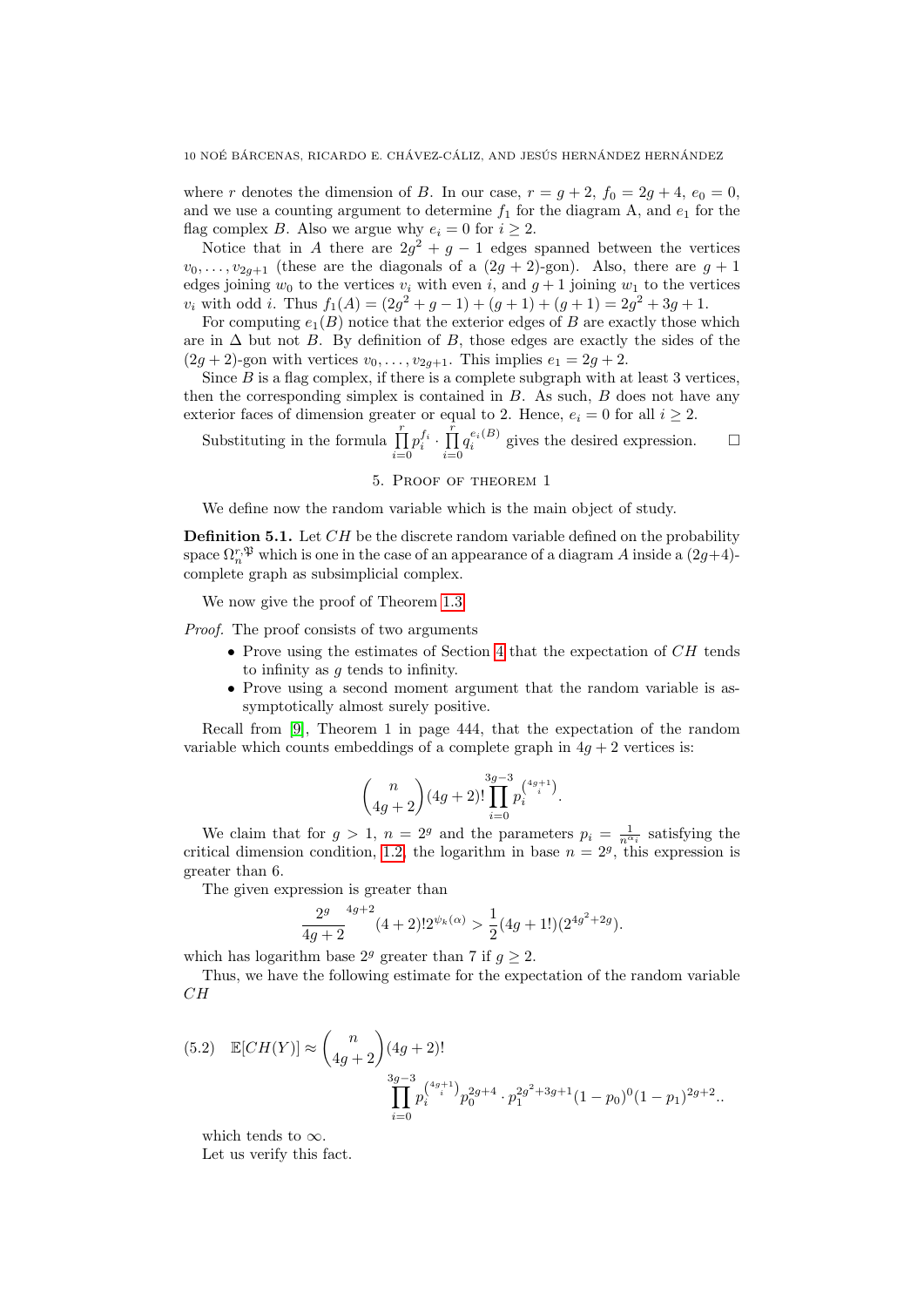where $r$ denotes the dimension of $B$. In our case, $r = g+2$, $f_0 = 2g+4$, $e_0 = 0$, and we use a counting argument to determine $f_1$ for the diagram A, and $e_1$ for the flag complex $B$. Also we argue why $e_i = 0$ for $i \geq 2$.

Notice that in $A$ there are $2g^2 + g - 1$ edges spanned between the vertices $v_0, \ldots, v_{2g+1}$ (these are the diagonals of a $(2g+2)$-gon). Also, there are $g+1$ edges joining $w_0$ to the vertices $v_i$ with even $i$, and $g+1$ joining $w_1$ to the vertices $v_i$ with odd $i$. Thus $f_1(A) = (2g^2 + g - 1) + (g+1) + (g+1) = 2g^2 + 3g + 1$.

For computing $e_1(B)$ notice that the exterior edges of $B$ are exactly those which are in $\Delta$ but not $B$. By definition of $B$, those edges are exactly the sides of the $(2g+2)$-gon with vertices $v_0, \ldots, v_{2g+1}$. This implies $e_1 = 2g+2$.

Since $B$ is a flag complex, if there is a complete subgraph with at least 3 vertices, then the corresponding simplex is contained in $B$. As such, $B$ does not have any exterior faces of dimension greater or equal to 2. Hence, $e_i = 0$ for all $i \geq 2$.

Substituting in the formula $\prod_{i=0}^{r} p_i^{f_i} \cdot \prod_{i=0}^{r} q_i^{e_i(B)}$ gives the desired expression. $\square$

## 5. Proof of theorem 1

We define now the random variable which is the main object of study.

**Definition 5.1.** Let $CH$ be the discrete random variable defined on the probability space $\Omega_n^{r,\mathfrak{P}}$ which is one in the case of an appearance of a diagram $A$ inside a $(2g+4)$-complete graph as subsimplicial complex.

We now give the proof of Theorem 1.3.

*Proof.* The proof consists of two arguments

- Prove using the estimates of Section 4 that the expectation of $CH$ tends to infinity as $g$ tends to infinity.
- Prove using a second moment argument that the random variable is assymptotically almost surely positive.

Recall from [9], Theorem 1 in page 444, that the expectation of the random variable which counts embeddings of a complete graph in $4g+2$ vertices is:

$$\binom{n}{4g+2}(4g+2)! \prod_{i=0}^{3g-3} p_i^{\binom{4g+1}{i}}.$$

We claim that for $g > 1$, $n = 2^g$ and the parameters $p_i = \frac{1}{n^{\alpha_i}}$ satisfying the critical dimension condition, 1.2, the logarithm in base $n = 2^g$, this expression is greater than 6.

The given expression is greater than

$$\frac{2^g}{4g+2}^{4g+2}(4+2)! 2^{\psi_k(\alpha)} > \frac{1}{2}(4g+1!)(2^{4g^2+2g}).$$

which has logarithm base $2^g$ greater than 7 if $g \geq 2$.

Thus, we have the following estimate for the expectation of the random variable $CH$

$$\mathbb{E}[CH(Y)] \approx \binom{n}{4g+2}(4g+2)! \prod_{i=0}^{3g-3} p_i^{\binom{4g+1}{i}} p_0^{2g+4} \cdot p_1^{2g^2+3g+1}(1-p_0)^0(1-p_1)^{2g+2}.. \tag{5.2}$$

which tends to $\infty$.

Let us verify this fact.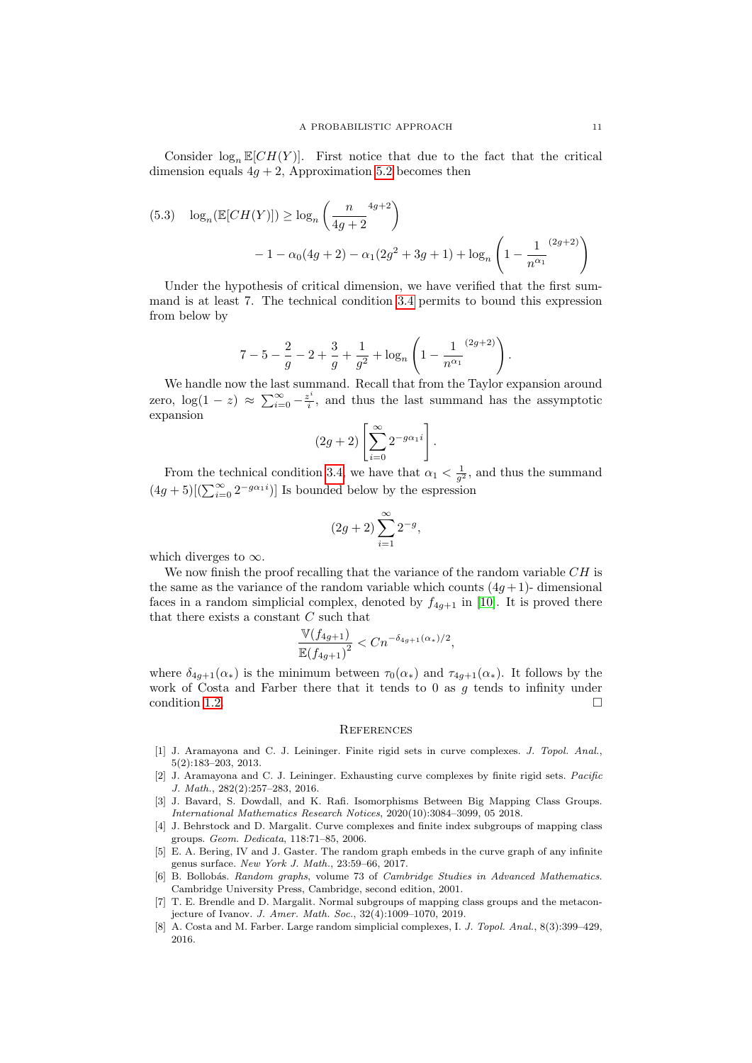Consider $\log_n \mathbb{E}[CH(Y)]$. First notice that due to the fact that the critical dimension equals $4g+2$, Approximation 5.2 becomes then

$$
\begin{aligned}
(5.3) \quad \log_n(\mathbb{E}[CH(Y)]) \geq \log_n \left( \frac{n}{4g+2}^{4g+2} \right) \\
- 1 - \alpha_0(4g+2) - \alpha_1(2g^2+3g+1) + \log_n \left( 1 - \frac{1}{n^{\alpha_1}}^{(2g+2)} \right)
\end{aligned}
$$

Under the hypothesis of critical dimension, we have verified that the first summand is at least 7. The technical condition 3.4 permits to bound this expression from below by

$$
7 - 5 - \frac{2}{g} - 2 + \frac{3}{g} + \frac{1}{g^2} + \log_n \left( 1 - \frac{1}{n^{\alpha_1}}^{(2g+2)} \right).
$$

We handle now the last summand. Recall that from the Taylor expansion around zero, $\log(1-z) \approx \sum_{i=0}^{\infty} -\frac{z^i}{i}$, and thus the last summand has the assymptotic expansion

$$
(2g+2) \left[ \sum_{i=0}^{\infty} 2^{-g\alpha_1 i} \right].
$$

From the technical condition 3.4, we have that $\alpha_1 < \frac{1}{g^2}$, and thus the summand $(4g+5)[(\sum_{i=0}^{\infty} 2^{-g\alpha_1 i})]$ Is bounded below by the espression

$$
(2g+2) \sum_{i=1}^{\infty} 2^{-g},
$$

which diverges to $\infty$.

We now finish the proof recalling that the variance of the random variable $CH$ is the same as the variance of the random variable which counts $(4g+1)$- dimensional faces in a random simplicial complex, denoted by $f_{4g+1}$ in [10]. It is proved there that there exists a constant $C$ such that

$$
\frac{\mathbb{V}(f_{4g+1})}{\mathbb{E}(f_{4g+1})^2} < C n^{-\delta_{4g+1}(\alpha_*)/2},
$$

where $\delta_{4g+1}(\alpha_*)$ is the minimum between $\tau_0(\alpha_*)$ and $\tau_{4g+1}(\alpha_*)$. It follows by the work of Costa and Farber there that it tends to 0 as $g$ tends to infinity under condition 1.2. □

## References

[1] J. Aramayona and C. J. Leininger. Finite rigid sets in curve complexes. *J. Topol. Anal.*, 5(2):183–203, 2013.

[2] J. Aramayona and C. J. Leininger. Exhausting curve complexes by finite rigid sets. *Pacific J. Math.*, 282(2):257–283, 2016.

[3] J. Bavard, S. Dowdall, and K. Rafi. Isomorphisms Between Big Mapping Class Groups. *International Mathematics Research Notices*, 2020(10):3084–3099, 05 2018.

[4] J. Behrstock and D. Margalit. Curve complexes and finite index subgroups of mapping class groups. *Geom. Dedicata*, 118:71–85, 2006.

[5] E. A. Bering, IV and J. Gaster. The random graph embeds in the curve graph of any infinite genus surface. *New York J. Math.*, 23:59–66, 2017.

[6] B. Bollobás. *Random graphs*, volume 73 of *Cambridge Studies in Advanced Mathematics*. Cambridge University Press, Cambridge, second edition, 2001.

[7] T. E. Brendle and D. Margalit. Normal subgroups of mapping class groups and the metaconjecture of Ivanov. *J. Amer. Math. Soc.*, 32(4):1009–1070, 2019.

[8] A. Costa and M. Farber. Large random simplicial complexes, I. *J. Topol. Anal.*, 8(3):399–429, 2016.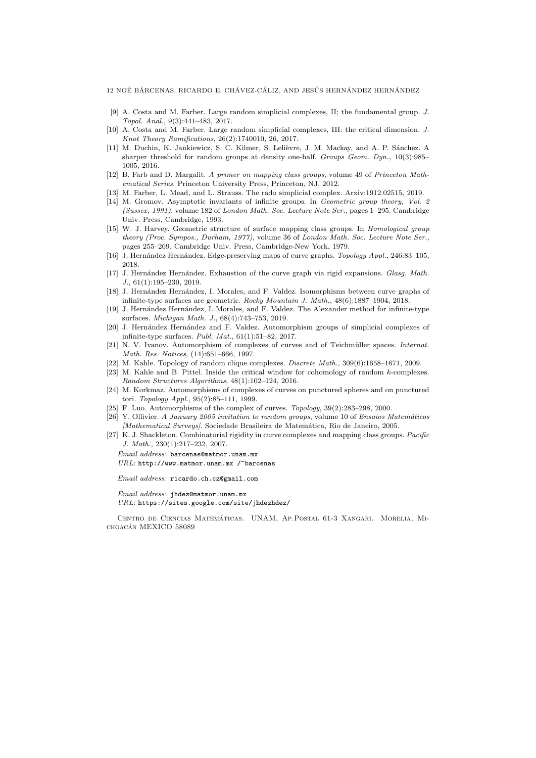[9] A. Costa and M. Farber. Large random simplicial complexes, II; the fundamental group. *J. Topol. Anal.*, 9(3):441–483, 2017.

[10] A. Costa and M. Farber. Large random simplicial complexes, III: the critical dimension. *J. Knot Theory Ramifications*, 26(2):1740010, 26, 2017.

[11] M. Duchin, K. Jankiewicz, S. C. Kilmer, S. Lelièvre, J. M. Mackay, and A. P. Sánchez. A sharper threshold for random groups at density one-half. *Groups Geom. Dyn.*, 10(3):985–1005, 2016.

[12] B. Farb and D. Margalit. *A primer on mapping class groups*, volume 49 of *Princeton Mathematical Series*. Princeton University Press, Princeton, NJ, 2012.

[13] M. Farber, L. Mead, and L. Strauss. The rado simplicial complex. Arxiv:1912.02515, 2019.

[14] M. Gromov. Asymptotic invariants of infinite groups. In *Geometric group theory, Vol. 2 (Sussex, 1991)*, volume 182 of *London Math. Soc. Lecture Note Ser.*, pages 1–295. Cambridge Univ. Press, Cambridge, 1993.

[15] W. J. Harvey. Geometric structure of surface mapping class groups. In *Homological group theory (Proc. Sympos., Durham, 1977)*, volume 36 of *London Math. Soc. Lecture Note Ser.*, pages 255–269. Cambridge Univ. Press, Cambridge-New York, 1979.

[16] J. Hernández Hernández. Edge-preserving maps of curve graphs. *Topology Appl.*, 246:83–105, 2018.

[17] J. Hernández Hernández. Exhaustion of the curve graph via rigid expansions. *Glasg. Math. J.*, 61(1):195–230, 2019.

[18] J. Hernández Hernández, I. Morales, and F. Valdez. Isomorphisms between curve graphs of infinite-type surfaces are geometric. *Rocky Mountain J. Math.*, 48(6):1887–1904, 2018.

[19] J. Hernández Hernández, I. Morales, and F. Valdez. The Alexander method for infinite-type surfaces. *Michigan Math. J.*, 68(4):743–753, 2019.

[20] J. Hernández Hernández and F. Valdez. Automorphism groups of simplicial complexes of infinite-type surfaces. *Publ. Mat.*, 61(1):51–82, 2017.

[21] N. V. Ivanov. Automorphism of complexes of curves and of Teichmüller spaces. *Internat. Math. Res. Notices*, (14):651–666, 1997.

[22] M. Kahle. Topology of random clique complexes. *Discrete Math.*, 309(6):1658–1671, 2009.

[23] M. Kahle and B. Pittel. Inside the critical window for cohomology of random $k$-complexes. *Random Structures Algorithms*, 48(1):102–124, 2016.

[24] M. Korkmaz. Automorphisms of complexes of curves on punctured spheres and on punctured tori. *Topology Appl.*, 95(2):85–111, 1999.

[25] F. Luo. Automorphisms of the complex of curves. *Topology*, 39(2):283–298, 2000.

[26] Y. Ollivier. *A January 2005 invitation to random groups*, volume 10 of *Ensaios Matemáticos [Mathematical Surveys]*. Sociedade Brasileira de Matemática, Rio de Janeiro, 2005.

[27] K. J. Shackleton. Combinatorial rigidity in curve complexes and mapping class groups. *Pacific J. Math.*, 230(1):217–232, 2007.

*Email address*: barcenas@matmor.unam.mx
*URL*: http://www.matmor.unam.mx /~barcenas

*Email address*: ricardo.ch.cz@gmail.com

*Email address*: jhdez@matmor.unam.mx
*URL*: https://sites.google.com/site/jhdezhdez/

Centro de Ciencias Matemáticas. UNAM, Ap.Postal 61-3 Xangari. Morelia, Michoacán MEXICO 58089